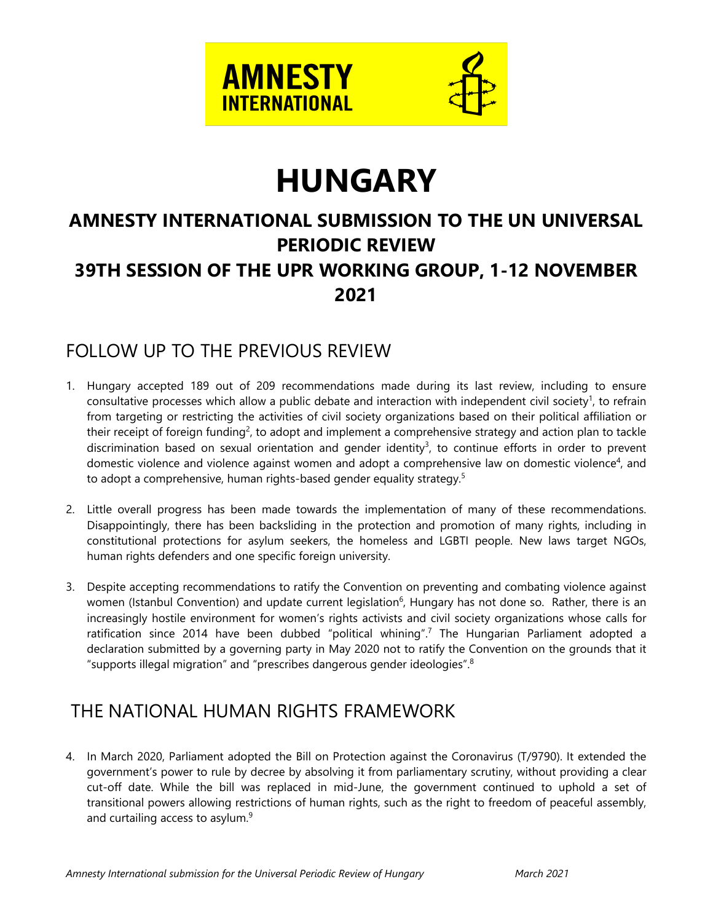# HUNGARY

## AMNESTY INTERNATIONAL SUBMISSION TO THE UN UNIVERSAL PERIODIC REVIEW

## 39TH SESSION OF THE UPR WORKING GROUP, 1-12 NOVEMBER 2021

## FOLLOW UP TO THE PREVIOUS REVIEW

1. Hungary accepted 189 out of 209 recommendations made during its last review, including to ensure consultative processes which allow a public debate and interaction with independent civil society[1], to refrain from targeting or restricting the activities of civil society organizations based on their political affiliation or their receipt of foreign funding[2], to adopt and implement a comprehensive strategy and action plan to tackle discrimination based on sexual orientation and gender identity[3], to continue efforts in order to prevent domestic violence and violence against women and adopt a comprehensive law on domestic violence[4], and to adopt a comprehensive, human rights-based gender equality strategy.[5]

2. Little overall progress has been made towards the implementation of many of these recommendations. Disappointingly, there has been backsliding in the protection and promotion of many rights, including in constitutional protections for asylum seekers, the homeless and LGBTI people. New laws target NGOs, human rights defenders and one specific foreign university.

3. Despite accepting recommendations to ratify the Convention on preventing and combating violence against women (Istanbul Convention) and update current legislation[6], Hungary has not done so. Rather, there is an increasingly hostile environment for women's rights activists and civil society organizations whose calls for ratification since 2014 have been dubbed "political whining".[7] The Hungarian Parliament adopted a declaration submitted by a governing party in May 2020 not to ratify the Convention on the grounds that it "supports illegal migration" and "prescribes dangerous gender ideologies".[8]

## THE NATIONAL HUMAN RIGHTS FRAMEWORK

4. In March 2020, Parliament adopted the Bill on Protection against the Coronavirus (T/9790). It extended the government's power to rule by decree by absolving it from parliamentary scrutiny, without providing a clear cut-off date. While the bill was replaced in mid-June, the government continued to uphold a set of transitional powers allowing restrictions of human rights, such as the right to freedom of peaceful assembly, and curtailing access to asylum.[9]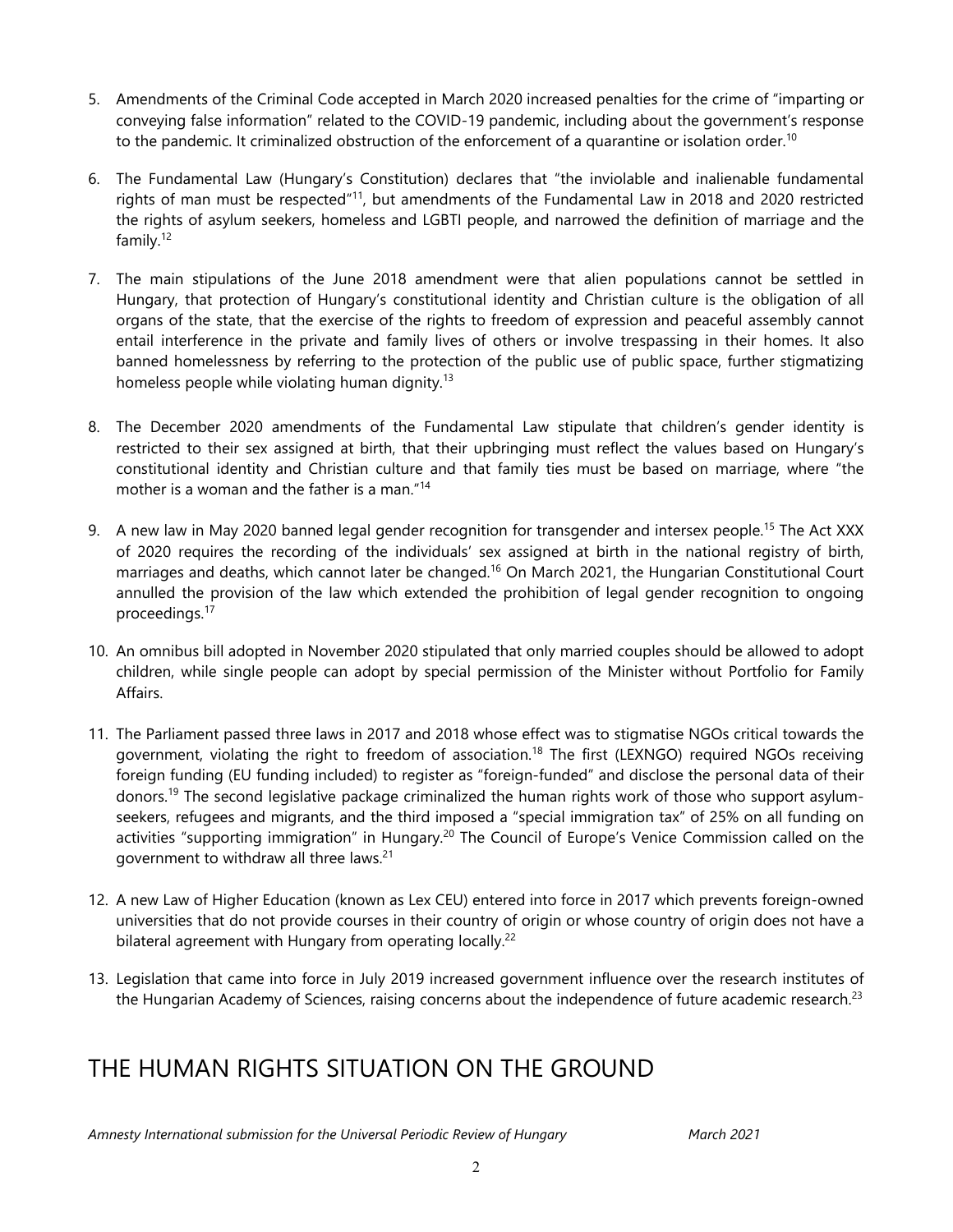5. Amendments of the Criminal Code accepted in March 2020 increased penalties for the crime of "imparting or conveying false information" related to the COVID-19 pandemic, including about the government's response to the pandemic. It criminalized obstruction of the enforcement of a quarantine or isolation order.[10]

6. The Fundamental Law (Hungary's Constitution) declares that "the inviolable and inalienable fundamental rights of man must be respected"[11], but amendments of the Fundamental Law in 2018 and 2020 restricted the rights of asylum seekers, homeless and LGBTI people, and narrowed the definition of marriage and the family.[12]

7. The main stipulations of the June 2018 amendment were that alien populations cannot be settled in Hungary, that protection of Hungary's constitutional identity and Christian culture is the obligation of all organs of the state, that the exercise of the rights to freedom of expression and peaceful assembly cannot entail interference in the private and family lives of others or involve trespassing in their homes. It also banned homelessness by referring to the protection of the public use of public space, further stigmatizing homeless people while violating human dignity.[13]

8. The December 2020 amendments of the Fundamental Law stipulate that children's gender identity is restricted to their sex assigned at birth, that their upbringing must reflect the values based on Hungary's constitutional identity and Christian culture and that family ties must be based on marriage, where "the mother is a woman and the father is a man."[14]

9. A new law in May 2020 banned legal gender recognition for transgender and intersex people.[15] The Act XXX of 2020 requires the recording of the individuals' sex assigned at birth in the national registry of birth, marriages and deaths, which cannot later be changed.[16] On March 2021, the Hungarian Constitutional Court annulled the provision of the law which extended the prohibition of legal gender recognition to ongoing proceedings.[17]

10. An omnibus bill adopted in November 2020 stipulated that only married couples should be allowed to adopt children, while single people can adopt by special permission of the Minister without Portfolio for Family Affairs.

11. The Parliament passed three laws in 2017 and 2018 whose effect was to stigmatise NGOs critical towards the government, violating the right to freedom of association.[18] The first (LEXNGO) required NGOs receiving foreign funding (EU funding included) to register as "foreign-funded" and disclose the personal data of their donors.[19] The second legislative package criminalized the human rights work of those who support asylum-seekers, refugees and migrants, and the third imposed a "special immigration tax" of 25% on all funding on activities "supporting immigration" in Hungary.[20] The Council of Europe's Venice Commission called on the government to withdraw all three laws.[21]

12. A new Law of Higher Education (known as Lex CEU) entered into force in 2017 which prevents foreign-owned universities that do not provide courses in their country of origin or whose country of origin does not have a bilateral agreement with Hungary from operating locally.[22]

13. Legislation that came into force in July 2019 increased government influence over the research institutes of the Hungarian Academy of Sciences, raising concerns about the independence of future academic research.[23]

# THE HUMAN RIGHTS SITUATION ON THE GROUND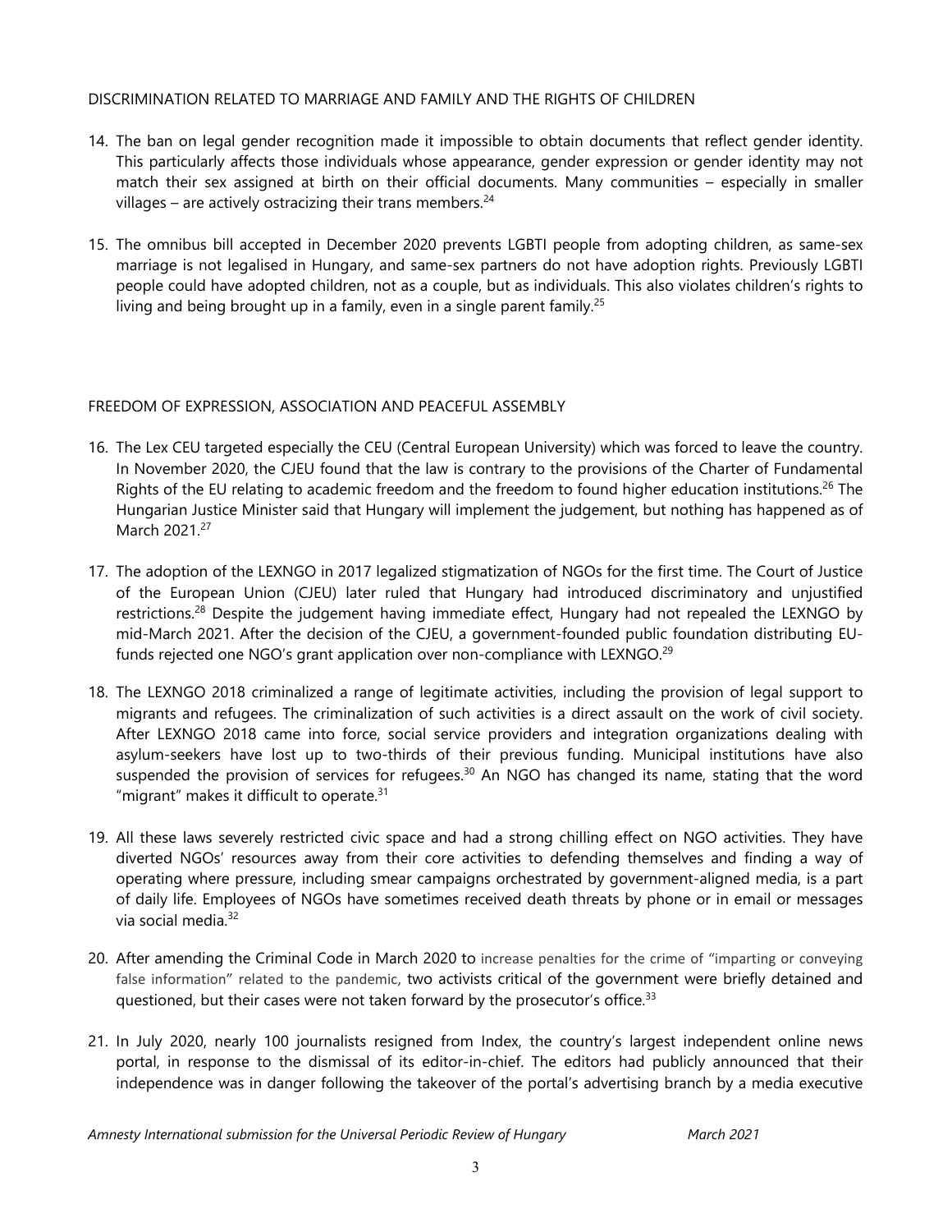DISCRIMINATION RELATED TO MARRIAGE AND FAMILY AND THE RIGHTS OF CHILDREN

14. The ban on legal gender recognition made it impossible to obtain documents that reflect gender identity. This particularly affects those individuals whose appearance, gender expression or gender identity may not match their sex assigned at birth on their official documents. Many communities – especially in smaller villages – are actively ostracizing their trans members.[24]

15. The omnibus bill accepted in December 2020 prevents LGBTI people from adopting children, as same-sex marriage is not legalised in Hungary, and same-sex partners do not have adoption rights. Previously LGBTI people could have adopted children, not as a couple, but as individuals. This also violates children's rights to living and being brought up in a family, even in a single parent family.[25]

FREEDOM OF EXPRESSION, ASSOCIATION AND PEACEFUL ASSEMBLY

16. The Lex CEU targeted especially the CEU (Central European University) which was forced to leave the country. In November 2020, the CJEU found that the law is contrary to the provisions of the Charter of Fundamental Rights of the EU relating to academic freedom and the freedom to found higher education institutions.[26] The Hungarian Justice Minister said that Hungary will implement the judgement, but nothing has happened as of March 2021.[27]

17. The adoption of the LEXNGO in 2017 legalized stigmatization of NGOs for the first time. The Court of Justice of the European Union (CJEU) later ruled that Hungary had introduced discriminatory and unjustified restrictions.[28] Despite the judgement having immediate effect, Hungary had not repealed the LEXNGO by mid-March 2021. After the decision of the CJEU, a government-founded public foundation distributing EU-funds rejected one NGO's grant application over non-compliance with LEXNGO.[29]

18. The LEXNGO 2018 criminalized a range of legitimate activities, including the provision of legal support to migrants and refugees. The criminalization of such activities is a direct assault on the work of civil society. After LEXNGO 2018 came into force, social service providers and integration organizations dealing with asylum-seekers have lost up to two-thirds of their previous funding. Municipal institutions have also suspended the provision of services for refugees.[30] An NGO has changed its name, stating that the word "migrant" makes it difficult to operate.[31]

19. All these laws severely restricted civic space and had a strong chilling effect on NGO activities. They have diverted NGOs' resources away from their core activities to defending themselves and finding a way of operating where pressure, including smear campaigns orchestrated by government-aligned media, is a part of daily life. Employees of NGOs have sometimes received death threats by phone or in email or messages via social media.[32]

20. After amending the Criminal Code in March 2020 to increase penalties for the crime of "imparting or conveying false information" related to the pandemic, two activists critical of the government were briefly detained and questioned, but their cases were not taken forward by the prosecutor's office.[33]

21. In July 2020, nearly 100 journalists resigned from Index, the country's largest independent online news portal, in response to the dismissal of its editor-in-chief. The editors had publicly announced that their independence was in danger following the takeover of the portal's advertising branch by a media executive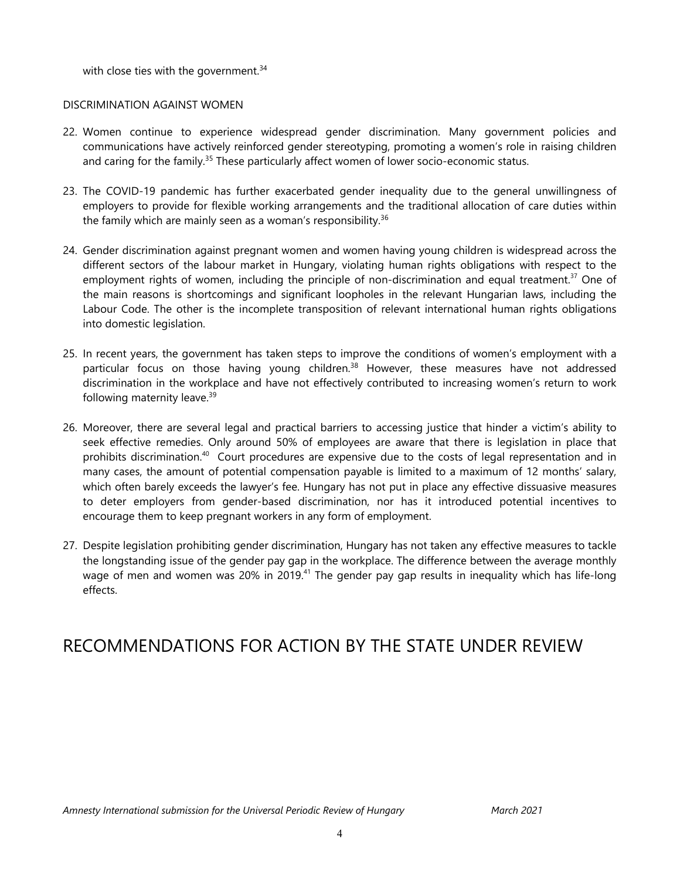with close ties with the government.[34]

DISCRIMINATION AGAINST WOMEN

22. Women continue to experience widespread gender discrimination. Many government policies and communications have actively reinforced gender stereotyping, promoting a women's role in raising children and caring for the family.[35] These particularly affect women of lower socio-economic status.

23. The COVID-19 pandemic has further exacerbated gender inequality due to the general unwillingness of employers to provide for flexible working arrangements and the traditional allocation of care duties within the family which are mainly seen as a woman's responsibility.[36]

24. Gender discrimination against pregnant women and women having young children is widespread across the different sectors of the labour market in Hungary, violating human rights obligations with respect to the employment rights of women, including the principle of non-discrimination and equal treatment.[37] One of the main reasons is shortcomings and significant loopholes in the relevant Hungarian laws, including the Labour Code. The other is the incomplete transposition of relevant international human rights obligations into domestic legislation.

25. In recent years, the government has taken steps to improve the conditions of women's employment with a particular focus on those having young children.[38] However, these measures have not addressed discrimination in the workplace and have not effectively contributed to increasing women's return to work following maternity leave.[39]

26. Moreover, there are several legal and practical barriers to accessing justice that hinder a victim's ability to seek effective remedies. Only around 50% of employees are aware that there is legislation in place that prohibits discrimination.[40] Court procedures are expensive due to the costs of legal representation and in many cases, the amount of potential compensation payable is limited to a maximum of 12 months' salary, which often barely exceeds the lawyer's fee. Hungary has not put in place any effective dissuasive measures to deter employers from gender-based discrimination, nor has it introduced potential incentives to encourage them to keep pregnant workers in any form of employment.

27. Despite legislation prohibiting gender discrimination, Hungary has not taken any effective measures to tackle the longstanding issue of the gender pay gap in the workplace. The difference between the average monthly wage of men and women was 20% in 2019.[41] The gender pay gap results in inequality which has life-long effects.

# RECOMMENDATIONS FOR ACTION BY THE STATE UNDER REVIEW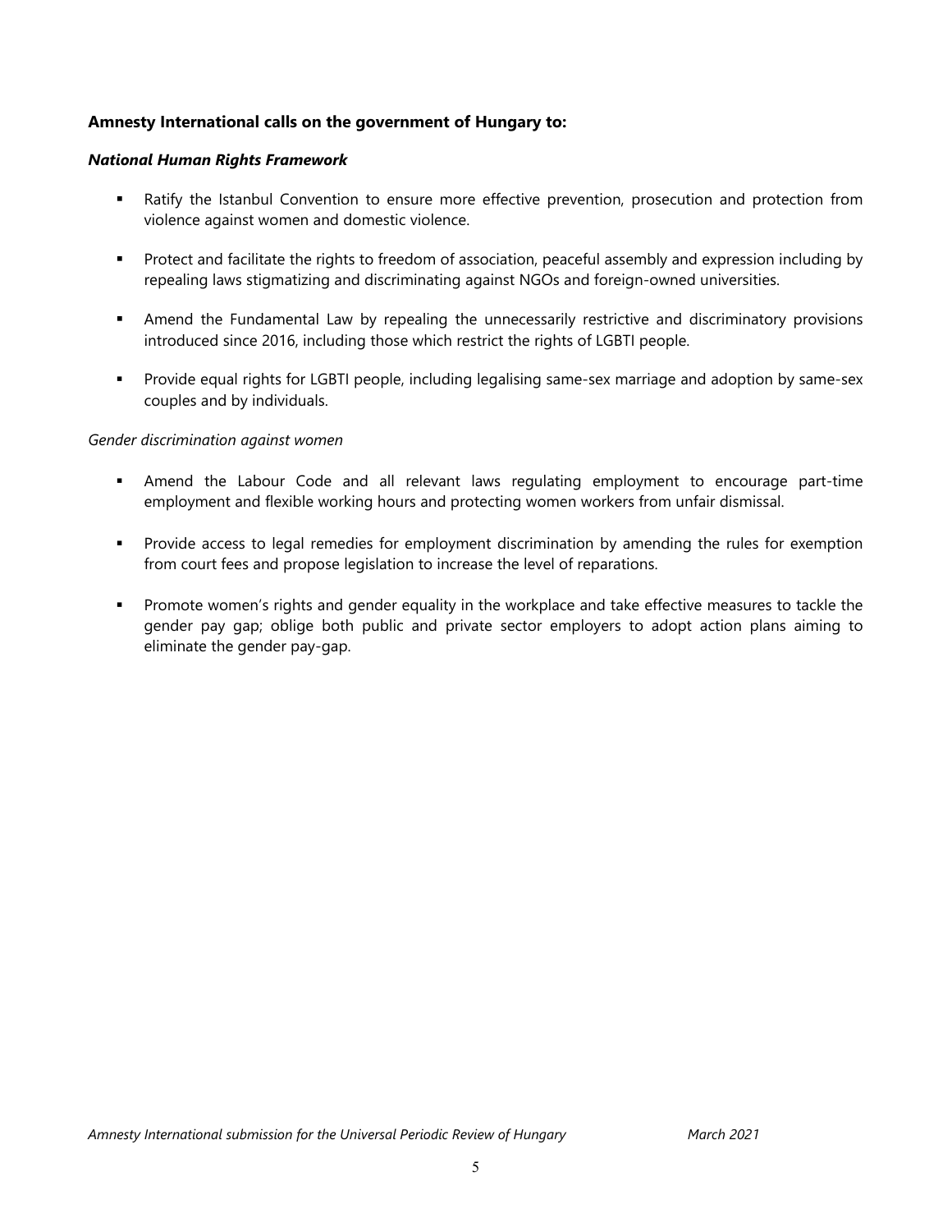**Amnesty International calls on the government of Hungary to:**

***National Human Rights Framework***

- Ratify the Istanbul Convention to ensure more effective prevention, prosecution and protection from violence against women and domestic violence.
- Protect and facilitate the rights to freedom of association, peaceful assembly and expression including by repealing laws stigmatizing and discriminating against NGOs and foreign-owned universities.
- Amend the Fundamental Law by repealing the unnecessarily restrictive and discriminatory provisions introduced since 2016, including those which restrict the rights of LGBTI people.
- Provide equal rights for LGBTI people, including legalising same-sex marriage and adoption by same-sex couples and by individuals.

*Gender discrimination against women*

- Amend the Labour Code and all relevant laws regulating employment to encourage part-time employment and flexible working hours and protecting women workers from unfair dismissal.
- Provide access to legal remedies for employment discrimination by amending the rules for exemption from court fees and propose legislation to increase the level of reparations.
- Promote women's rights and gender equality in the workplace and take effective measures to tackle the gender pay gap; oblige both public and private sector employers to adopt action plans aiming to eliminate the gender pay-gap.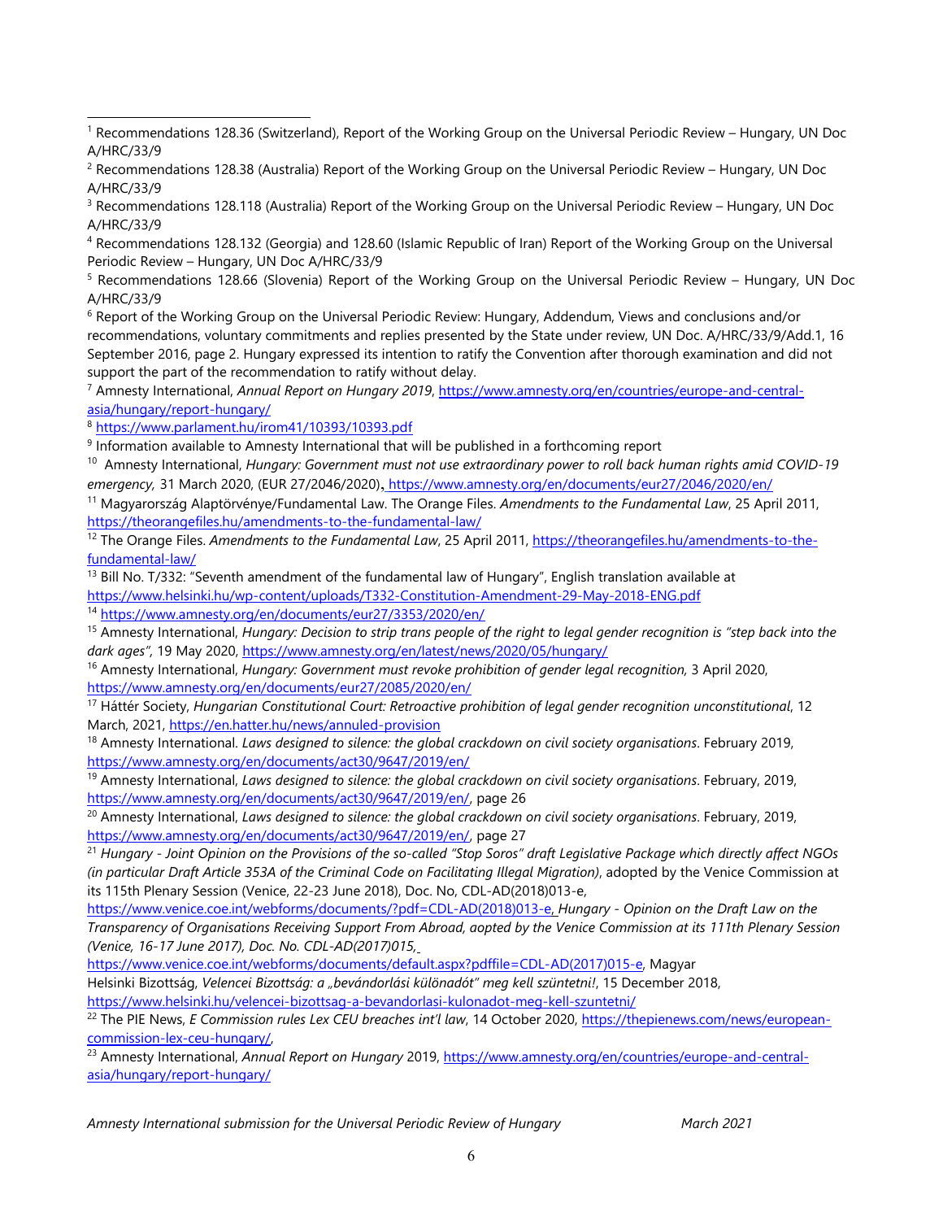[1] Recommendations 128.36 (Switzerland), Report of the Working Group on the Universal Periodic Review – Hungary, UN Doc A/HRC/33/9

[2] Recommendations 128.38 (Australia) Report of the Working Group on the Universal Periodic Review – Hungary, UN Doc A/HRC/33/9

[3] Recommendations 128.118 (Australia) Report of the Working Group on the Universal Periodic Review – Hungary, UN Doc A/HRC/33/9

[4] Recommendations 128.132 (Georgia) and 128.60 (Islamic Republic of Iran) Report of the Working Group on the Universal Periodic Review – Hungary, UN Doc A/HRC/33/9

[5] Recommendations 128.66 (Slovenia) Report of the Working Group on the Universal Periodic Review – Hungary, UN Doc A/HRC/33/9

[6] Report of the Working Group on the Universal Periodic Review: Hungary, Addendum, Views and conclusions and/or recommendations, voluntary commitments and replies presented by the State under review, UN Doc. A/HRC/33/9/Add.1, 16 September 2016, page 2. Hungary expressed its intention to ratify the Convention after thorough examination and did not support the part of the recommendation to ratify without delay.

[7] Amnesty International, *Annual Report on Hungary 2019*, https://www.amnesty.org/en/countries/europe-and-central-asia/hungary/report-hungary/

[8] https://www.parlament.hu/irom41/10393/10393.pdf

[9] Information available to Amnesty International that will be published in a forthcoming report

[10] Amnesty International, *Hungary: Government must not use extraordinary power to roll back human rights amid COVID-19 emergency,* 31 March 2020, (EUR 27/2046/2020), https://www.amnesty.org/en/documents/eur27/2046/2020/en/

[11] Magyarország Alaptörvénye/Fundamental Law. The Orange Files. *Amendments to the Fundamental Law*, 25 April 2011, https://theorangefiles.hu/amendments-to-the-fundamental-law/

[12] The Orange Files. *Amendments to the Fundamental Law*, 25 April 2011, https://theorangefiles.hu/amendments-to-the-fundamental-law/

[13] Bill No. T/332: "Seventh amendment of the fundamental law of Hungary", English translation available at https://www.helsinki.hu/wp-content/uploads/T332-Constitution-Amendment-29-May-2018-ENG.pdf

[14] https://www.amnesty.org/en/documents/eur27/3353/2020/en/

[15] Amnesty International, *Hungary: Decision to strip trans people of the right to legal gender recognition is "step back into the dark ages",* 19 May 2020, https://www.amnesty.org/en/latest/news/2020/05/hungary/

[16] Amnesty International, *Hungary: Government must revoke prohibition of gender legal recognition,* 3 April 2020, https://www.amnesty.org/en/documents/eur27/2085/2020/en/

[17] Háttér Society, *Hungarian Constitutional Court: Retroactive prohibition of legal gender recognition unconstitutional*, 12 March, 2021, https://en.hatter.hu/news/annuled-provision

[18] Amnesty International. *Laws designed to silence: the global crackdown on civil society organisations*. February 2019, https://www.amnesty.org/en/documents/act30/9647/2019/en/

[19] Amnesty International, *Laws designed to silence: the global crackdown on civil society organisations*. February, 2019, https://www.amnesty.org/en/documents/act30/9647/2019/en/, page 26

[20] Amnesty International, *Laws designed to silence: the global crackdown on civil society organisations*. February, 2019, https://www.amnesty.org/en/documents/act30/9647/2019/en/, page 27

[21] *Hungary - Joint Opinion on the Provisions of the so-called "Stop Soros" draft Legislative Package which directly affect NGOs (in particular Draft Article 353A of the Criminal Code on Facilitating Illegal Migration)*, adopted by the Venice Commission at its 115th Plenary Session (Venice, 22-23 June 2018), Doc. No, CDL-AD(2018)013-e, https://www.venice.coe.int/webforms/documents/?pdf=CDL-AD(2018)013-e, *Hungary - Opinion on the Draft Law on the Transparency of Organisations Receiving Support From Abroad, aopted by the Venice Commission at its 111th Plenary Session (Venice, 16-17 June 2017), Doc. No. CDL-AD(2017)015,* https://www.venice.coe.int/webforms/documents/default.aspx?pdffile=CDL-AD(2017)015-e, Magyar Helsinki Bizottság, *Velencei Bizottság: a „bevándorlási különadót" meg kell szüntetni!*, 15 December 2018, https://www.helsinki.hu/velencei-bizottsag-a-bevandorlasi-kulonadot-meg-kell-szuntetni/

[22] The PIE News, *E Commission rules Lex CEU breaches int'l law*, 14 October 2020, https://thepienews.com/news/european-commission-lex-ceu-hungary/,

[23] Amnesty International, *Annual Report on Hungary* 2019, https://www.amnesty.org/en/countries/europe-and-central-asia/hungary/report-hungary/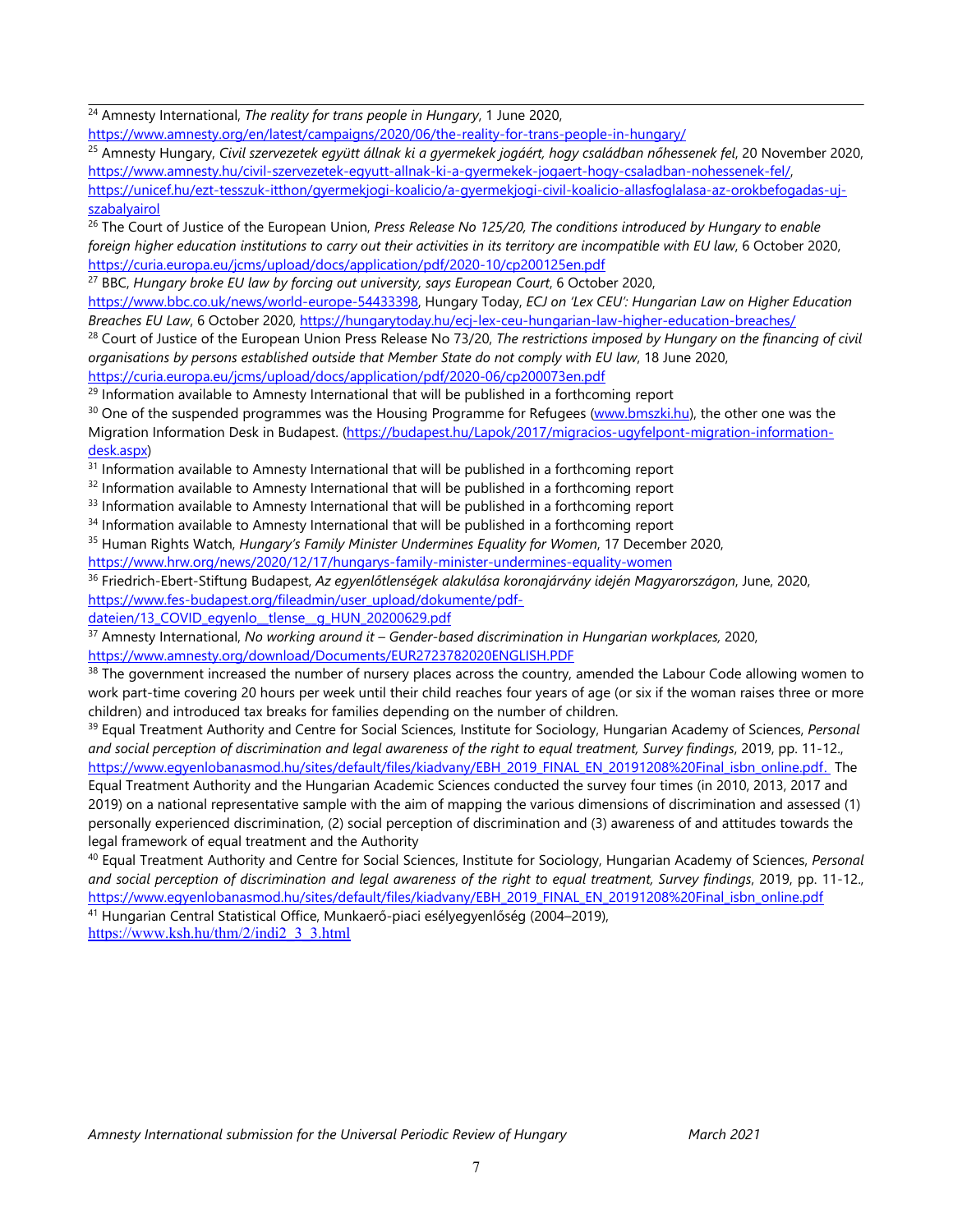[24] Amnesty International, *The reality for trans people in Hungary*, 1 June 2020, https://www.amnesty.org/en/latest/campaigns/2020/06/the-reality-for-trans-people-in-hungary/

[25] Amnesty Hungary, *Civil szervezetek együtt állnak ki a gyermekek jogáért, hogy családban nőhessenek fel*, 20 November 2020, https://www.amnesty.hu/civil-szervezetek-egyutt-allnak-ki-a-gyermekek-jogaert-hogy-csaladban-nohessenek-fel/, https://unicef.hu/ezt-tesszuk-itthon/gyermekjogi-koalicio/a-gyermekjogi-civil-koalicio-allasfoglalasa-az-orokbefogadas-uj-szabalyairol

[26] The Court of Justice of the European Union, *Press Release No 125/20, The conditions introduced by Hungary to enable foreign higher education institutions to carry out their activities in its territory are incompatible with EU law*, 6 October 2020, https://curia.europa.eu/jcms/upload/docs/application/pdf/2020-10/cp200125en.pdf

[27] BBC, *Hungary broke EU law by forcing out university, says European Court*, 6 October 2020, https://www.bbc.co.uk/news/world-europe-54433398, Hungary Today, *ECJ on 'Lex CEU': Hungarian Law on Higher Education Breaches EU Law*, 6 October 2020, https://hungarytoday.hu/ecj-lex-ceu-hungarian-law-higher-education-breaches/

[28] Court of Justice of the European Union Press Release No 73/20, *The restrictions imposed by Hungary on the financing of civil organisations by persons established outside that Member State do not comply with EU law*, 18 June 2020, https://curia.europa.eu/jcms/upload/docs/application/pdf/2020-06/cp200073en.pdf

[29] Information available to Amnesty International that will be published in a forthcoming report

[30] One of the suspended programmes was the Housing Programme for Refugees (www.bmszki.hu), the other one was the Migration Information Desk in Budapest. (https://budapest.hu/Lapok/2017/migracios-ugyfelpont-migration-information-desk.aspx)

[31] Information available to Amnesty International that will be published in a forthcoming report

[32] Information available to Amnesty International that will be published in a forthcoming report

[33] Information available to Amnesty International that will be published in a forthcoming report

[34] Information available to Amnesty International that will be published in a forthcoming report

[35] Human Rights Watch, *Hungary's Family Minister Undermines Equality for Women*, 17 December 2020, https://www.hrw.org/news/2020/12/17/hungarys-family-minister-undermines-equality-women

[36] Friedrich-Ebert-Stiftung Budapest, *Az egyenlőtlenségek alakulása koronajárvány idején Magyarországon*, June, 2020, https://www.fes-budapest.org/fileadmin/user_upload/dokumente/pdf-dateien/13_COVID_egyenlo__tlense__g_HUN_20200629.pdf

[37] Amnesty International, *No working around it – Gender-based discrimination in Hungarian workplaces,* 2020, https://www.amnesty.org/download/Documents/EUR2723782020ENGLISH.PDF

[38] The government increased the number of nursery places across the country, amended the Labour Code allowing women to work part-time covering 20 hours per week until their child reaches four years of age (or six if the woman raises three or more children) and introduced tax breaks for families depending on the number of children.

[39] Equal Treatment Authority and Centre for Social Sciences, Institute for Sociology, Hungarian Academy of Sciences, *Personal and social perception of discrimination and legal awareness of the right to equal treatment, Survey findings*, 2019, pp. 11-12., https://www.egyenlobanasmod.hu/sites/default/files/kiadvany/EBH_2019_FINAL_EN_20191208%20Final_isbn_online.pdf. The Equal Treatment Authority and the Hungarian Academic Sciences conducted the survey four times (in 2010, 2013, 2017 and 2019) on a national representative sample with the aim of mapping the various dimensions of discrimination and assessed (1) personally experienced discrimination, (2) social perception of discrimination and (3) awareness of and attitudes towards the legal framework of equal treatment and the Authority

[40] Equal Treatment Authority and Centre for Social Sciences, Institute for Sociology, Hungarian Academy of Sciences, *Personal and social perception of discrimination and legal awareness of the right to equal treatment, Survey findings*, 2019, pp. 11-12., https://www.egyenlobanasmod.hu/sites/default/files/kiadvany/EBH_2019_FINAL_EN_20191208%20Final_isbn_online.pdf

[41] Hungarian Central Statistical Office, Munkaerő-piaci esélyegyenlőség (2004–2019), https://www.ksh.hu/thm/2/indi2_3_3.html